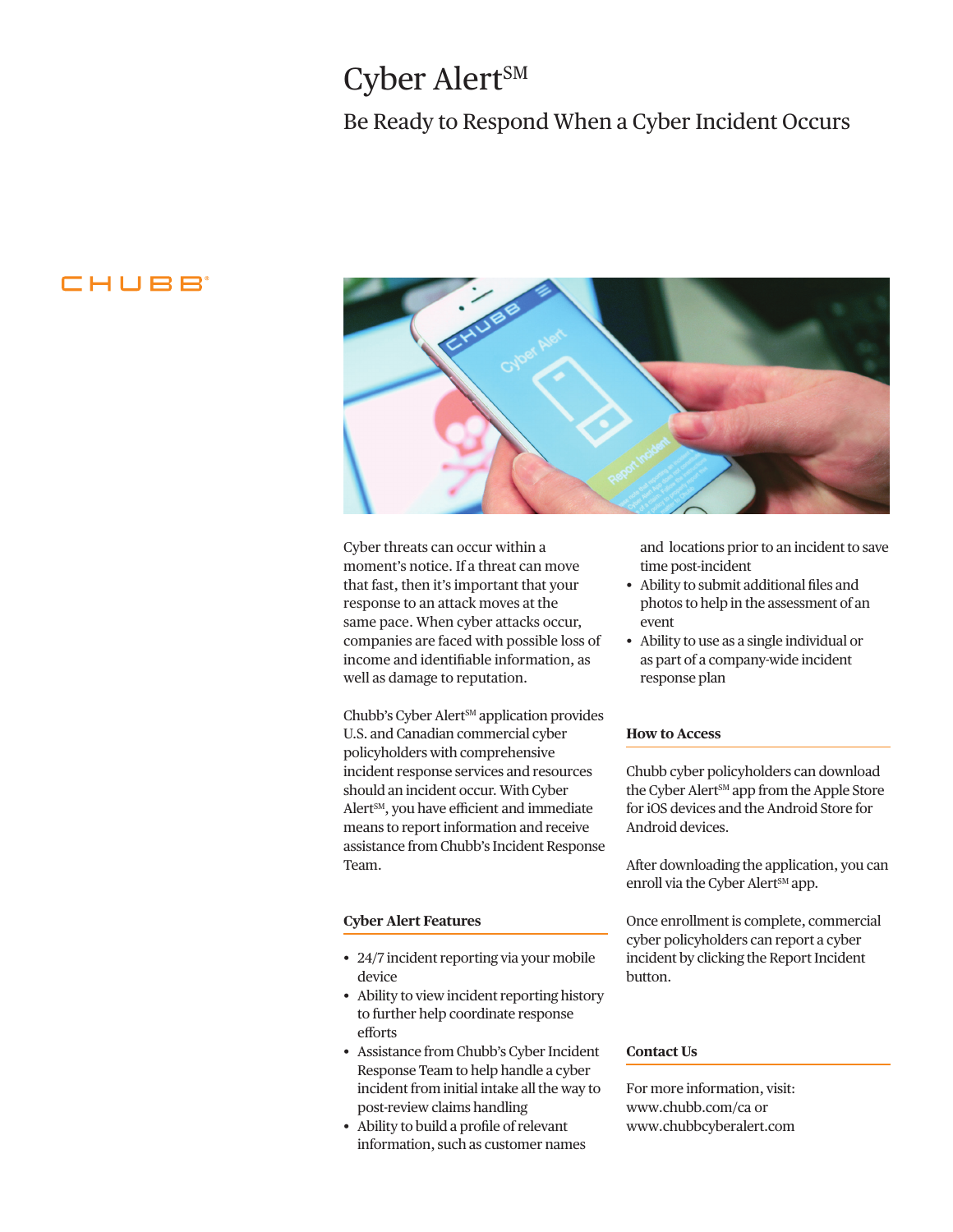# Cyber Alert℠

## Be Ready to Respond When a Cyber Incident Occurs

CHUBB

Cyber threats can occur within a moment's notice. If a threat can move that fast, then it's important that your response to an attack moves at the same pace. When cyber attacks occur, companies are faced with possible loss of income and identifiable information, as well as damage to reputation.

Chubb's Cyber Alert℠ application provides U.S. and Canadian commercial cyber policyholders with comprehensive incident response services and resources should an incident occur. With Cyber Alert℠, you have efficient and immediate means to report information and receive assistance from Chubb's Incident Response Team.

### Cyber Alert Features

- 24/7 incident reporting via your mobile device
- Ability to view incident reporting history to further help coordinate response efforts
- Assistance from Chubb's Cyber Incident Response Team to help handle a cyber incident from initial intake all the way to post-review claims handling
- Ability to build a profile of relevant information, such as customer names and locations prior to an incident to save time post-incident
- Ability to submit additional files and photos to help in the assessment of an event
- Ability to use as a single individual or as part of a company-wide incident response plan

### How to Access

Chubb cyber policyholders can download the Cyber Alert℠ app from the Apple Store for iOS devices and the Android Store for Android devices.

After downloading the application, you can enroll via the Cyber Alert℠ app.

Once enrollment is complete, commercial cyber policyholders can report a cyber incident by clicking the Report Incident button.

### Contact Us

For more information, visit:
www.chubb.com/ca or
www.chubbcyberalert.com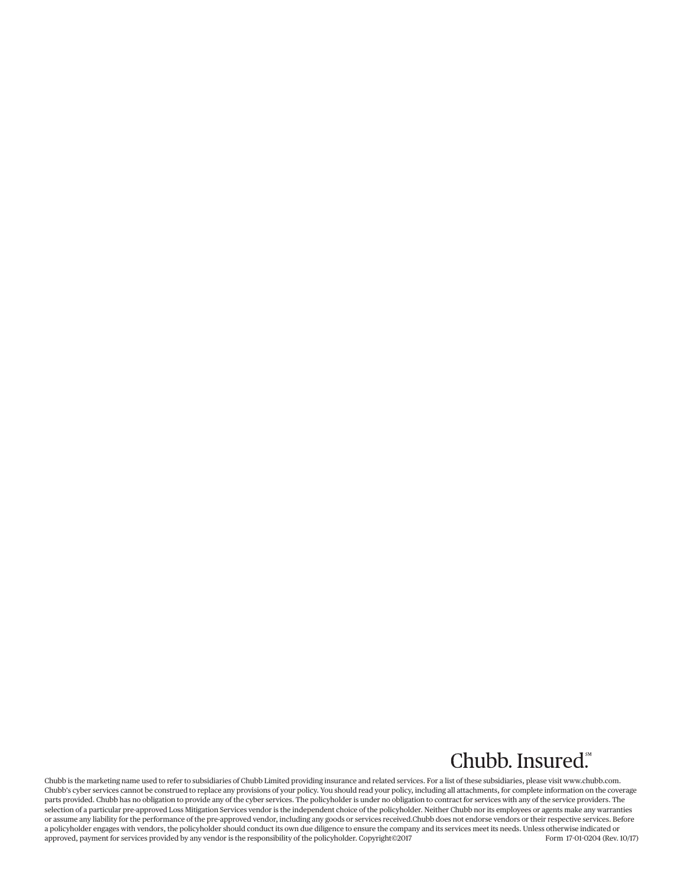Chubb. Insured.[SM]

Chubb is the marketing name used to refer to subsidiaries of Chubb Limited providing insurance and related services. For a list of these subsidiaries, please visit www.chubb.com. Chubb's cyber services cannot be construed to replace any provisions of your policy. You should read your policy, including all attachments, for complete information on the coverage parts provided. Chubb has no obligation to provide any of the cyber services. The policyholder is under no obligation to contract for services with any of the service providers. The selection of a particular pre-approved Loss Mitigation Services vendor is the independent choice of the policyholder. Neither Chubb nor its employees or agents make any warranties or assume any liability for the performance of the pre-approved vendor, including any goods or services received.Chubb does not endorse vendors or their respective services. Before a policyholder engages with vendors, the policyholder should conduct its own due diligence to ensure the company and its services meet its needs. Unless otherwise indicated or approved, payment for services provided by any vendor is the responsibility of the policyholder. Copyright©2017 Form 17-01-0204 (Rev. 10/17)